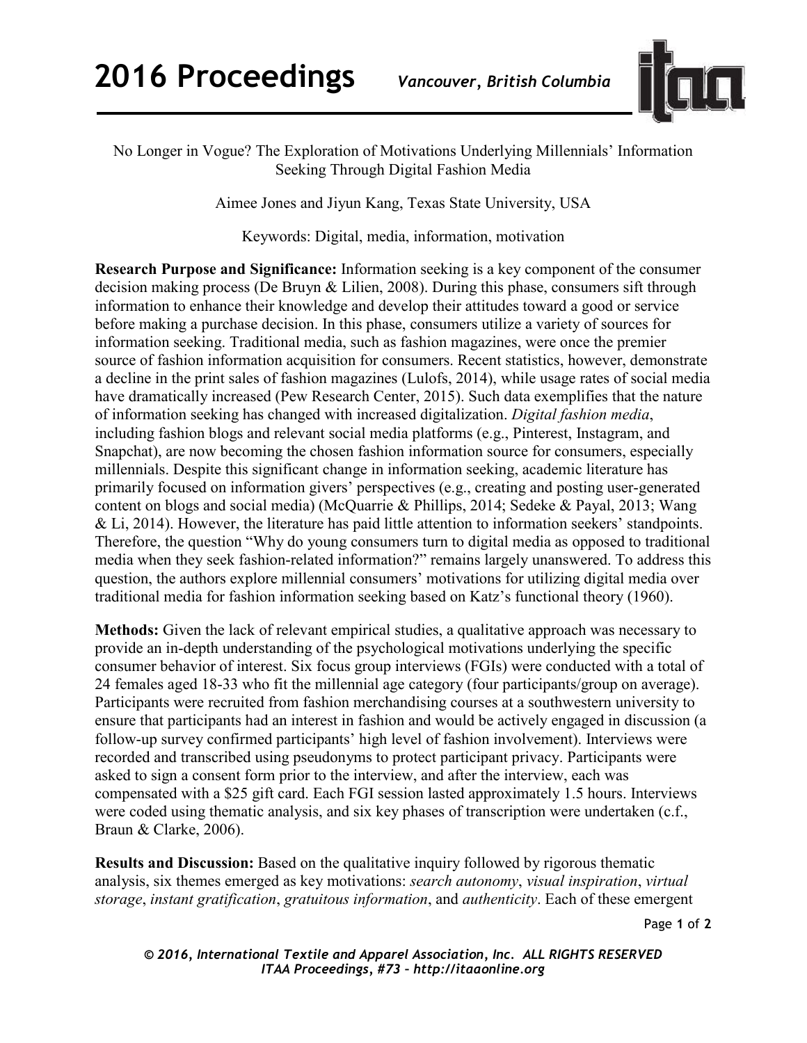No Longer in Vogue? The Exploration of Motivations Underlying Millennials' Information Seeking Through Digital Fashion Media

Aimee Jones and Jiyun Kang, Texas State University, USA

Keywords: Digital, media, information, motivation

**Research Purpose and Significance:** Information seeking is a key component of the consumer decision making process (De Bruyn & Lilien, 2008). During this phase, consumers sift through information to enhance their knowledge and develop their attitudes toward a good or service before making a purchase decision. In this phase, consumers utilize a variety of sources for information seeking. Traditional media, such as fashion magazines, were once the premier source of fashion information acquisition for consumers. Recent statistics, however, demonstrate a decline in the print sales of fashion magazines (Lulofs, 2014), while usage rates of social media have dramatically increased (Pew Research Center, 2015). Such data exemplifies that the nature of information seeking has changed with increased digitalization. *Digital fashion media*, including fashion blogs and relevant social media platforms (e.g., Pinterest, Instagram, and Snapchat), are now becoming the chosen fashion information source for consumers, especially millennials. Despite this significant change in information seeking, academic literature has primarily focused on information givers' perspectives (e.g., creating and posting user-generated content on blogs and social media) (McQuarrie & Phillips, 2014; Sedeke & Payal, 2013; Wang & Li, 2014). However, the literature has paid little attention to information seekers' standpoints. Therefore, the question "Why do young consumers turn to digital media as opposed to traditional media when they seek fashion-related information?" remains largely unanswered. To address this question, the authors explore millennial consumers' motivations for utilizing digital media over traditional media for fashion information seeking based on Katz's functional theory (1960).

**Methods:** Given the lack of relevant empirical studies, a qualitative approach was necessary to provide an in-depth understanding of the psychological motivations underlying the specific consumer behavior of interest. Six focus group interviews (FGIs) were conducted with a total of 24 females aged 18-33 who fit the millennial age category (four participants/group on average). Participants were recruited from fashion merchandising courses at a southwestern university to ensure that participants had an interest in fashion and would be actively engaged in discussion (a follow-up survey confirmed participants' high level of fashion involvement). Interviews were recorded and transcribed using pseudonyms to protect participant privacy. Participants were asked to sign a consent form prior to the interview, and after the interview, each was compensated with a $25 gift card. Each FGI session lasted approximately 1.5 hours. Interviews were coded using thematic analysis, and six key phases of transcription were undertaken (c.f., Braun & Clarke, 2006).

**Results and Discussion:** Based on the qualitative inquiry followed by rigorous thematic analysis, six themes emerged as key motivations: *search autonomy*, *visual inspiration*, *virtual storage*, *instant gratification*, *gratuitous information*, and *authenticity*. Each of these emergent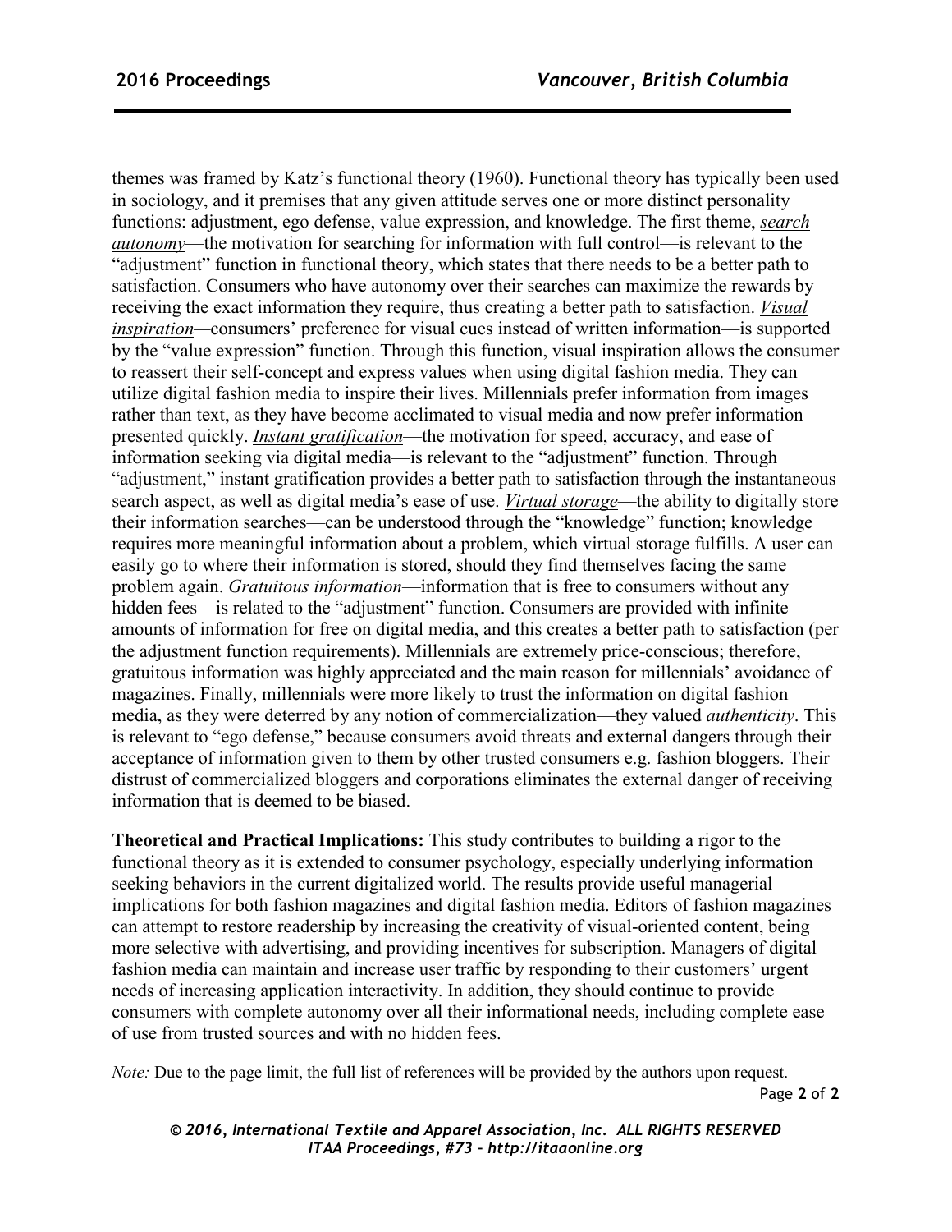themes was framed by Katz's functional theory (1960). Functional theory has typically been used in sociology, and it premises that any given attitude serves one or more distinct personality functions: adjustment, ego defense, value expression, and knowledge. The first theme, *search autonomy*—the motivation for searching for information with full control—is relevant to the "adjustment" function in functional theory, which states that there needs to be a better path to satisfaction. Consumers who have autonomy over their searches can maximize the rewards by receiving the exact information they require, thus creating a better path to satisfaction. *Visual inspiration*—consumers' preference for visual cues instead of written information—is supported by the "value expression" function. Through this function, visual inspiration allows the consumer to reassert their self-concept and express values when using digital fashion media. They can utilize digital fashion media to inspire their lives. Millennials prefer information from images rather than text, as they have become acclimated to visual media and now prefer information presented quickly. *Instant gratification*—the motivation for speed, accuracy, and ease of information seeking via digital media—is relevant to the "adjustment" function. Through "adjustment," instant gratification provides a better path to satisfaction through the instantaneous search aspect, as well as digital media's ease of use. *Virtual storage*—the ability to digitally store their information searches—can be understood through the "knowledge" function; knowledge requires more meaningful information about a problem, which virtual storage fulfills. A user can easily go to where their information is stored, should they find themselves facing the same problem again. *Gratuitous information*—information that is free to consumers without any hidden fees—is related to the "adjustment" function. Consumers are provided with infinite amounts of information for free on digital media, and this creates a better path to satisfaction (per the adjustment function requirements). Millennials are extremely price-conscious; therefore, gratuitous information was highly appreciated and the main reason for millennials' avoidance of magazines. Finally, millennials were more likely to trust the information on digital fashion media, as they were deterred by any notion of commercialization—they valued *authenticity*. This is relevant to "ego defense," because consumers avoid threats and external dangers through their acceptance of information given to them by other trusted consumers e.g. fashion bloggers. Their distrust of commercialized bloggers and corporations eliminates the external danger of receiving information that is deemed to be biased.

**Theoretical and Practical Implications:** This study contributes to building a rigor to the functional theory as it is extended to consumer psychology, especially underlying information seeking behaviors in the current digitalized world. The results provide useful managerial implications for both fashion magazines and digital fashion media. Editors of fashion magazines can attempt to restore readership by increasing the creativity of visual-oriented content, being more selective with advertising, and providing incentives for subscription. Managers of digital fashion media can maintain and increase user traffic by responding to their customers' urgent needs of increasing application interactivity. In addition, they should continue to provide consumers with complete autonomy over all their informational needs, including complete ease of use from trusted sources and with no hidden fees.

*Note:* Due to the page limit, the full list of references will be provided by the authors upon request.